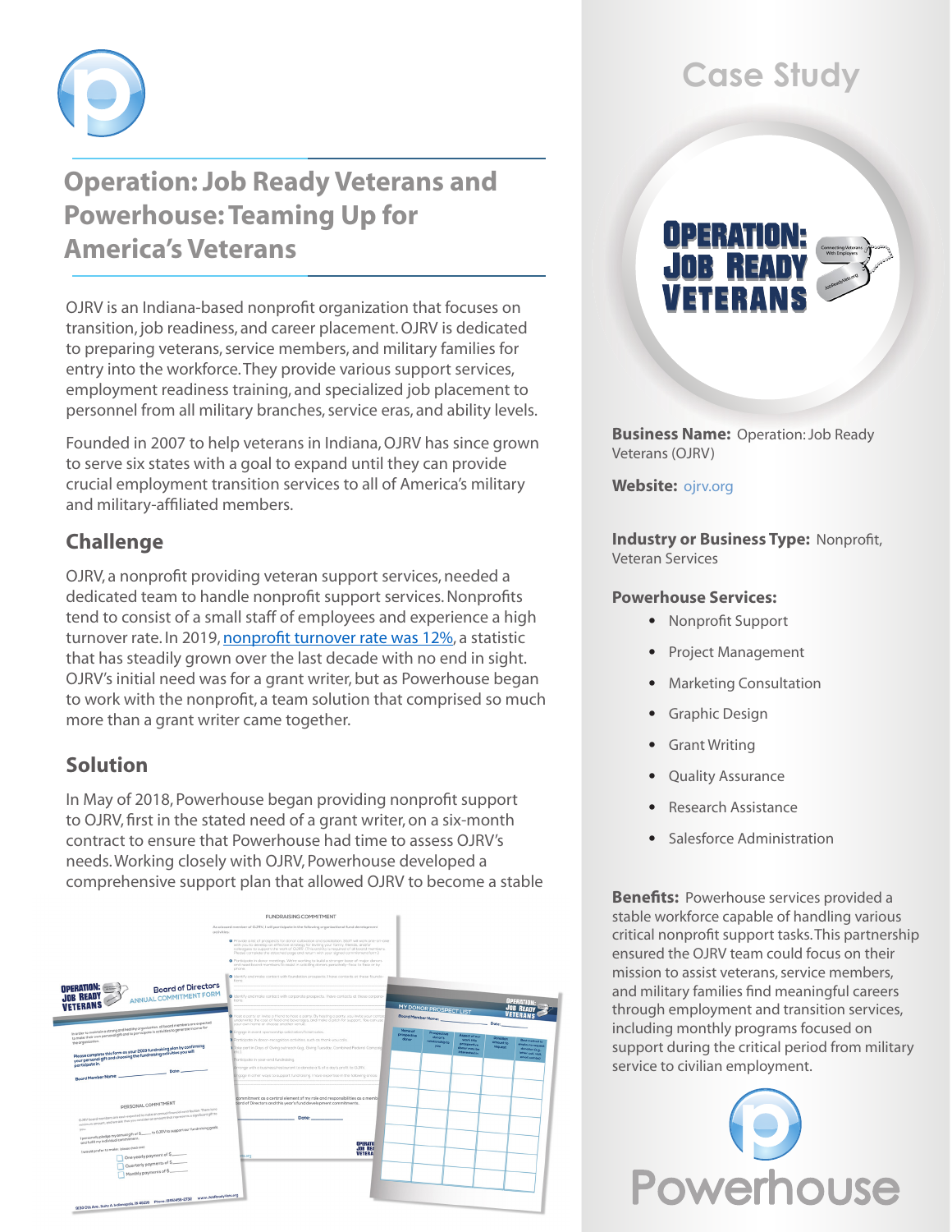# Operation: Job Ready Veterans and Powerhouse: Teaming Up for America's Veterans

OJRV is an Indiana-based nonprofit organization that focuses on transition, job readiness, and career placement. OJRV is dedicated to preparing veterans, service members, and military families for entry into the workforce. They provide various support services, employment readiness training, and specialized job placement to personnel from all military branches, service eras, and ability levels.

Founded in 2007 to help veterans in Indiana, OJRV has since grown to serve six states with a goal to expand until they can provide crucial employment transition services to all of America's military and military-affiliated members.

## Challenge

OJRV, a nonprofit providing veteran support services, needed a dedicated team to handle nonprofit support services. Nonprofits tend to consist of a small staff of employees and experience a high turnover rate. In 2019, nonprofit turnover rate was 12%, a statistic that has steadily grown over the last decade with no end in sight. OJRV's initial need was for a grant writer, but as Powerhouse began to work with the nonprofit, a team solution that comprised so much more than a grant writer came together.

## Solution

In May of 2018, Powerhouse began providing nonprofit support to OJRV, first in the stated need of a grant writer, on a six-month contract to ensure that Powerhouse had time to assess OJRV's needs. Working closely with OJRV, Powerhouse developed a comprehensive support plan that allowed OJRV to become a stable

# Case Study

**Business Name:** Operation: Job Ready Veterans (OJRV)

**Website:** ojrv.org

**Industry or Business Type:** Nonprofit, Veteran Services

**Powerhouse Services:**

- Nonprofit Support
- Project Management
- Marketing Consultation
- Graphic Design
- Grant Writing
- Quality Assurance
- Research Assistance
- Salesforce Administration

**Benefits:** Powerhouse services provided a stable workforce capable of handling various critical nonprofit support tasks. This partnership ensured the OJRV team could focus on their mission to assist veterans, service members, and military families find meaningful careers through employment and transition services, including monthly programs focused on support during the critical period from military service to civilian employment.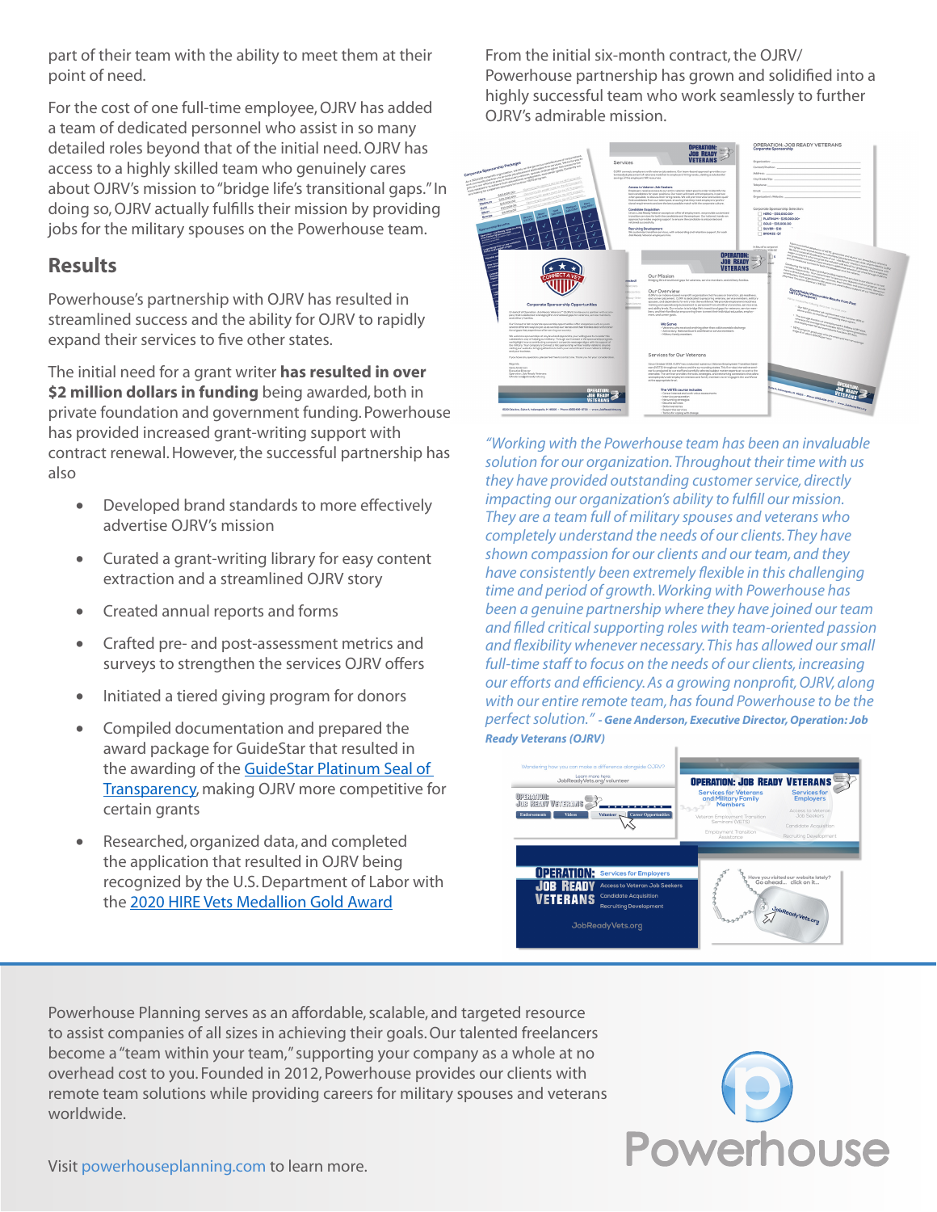part of their team with the ability to meet them at their point of need.

For the cost of one full-time employee, OJRV has added a team of dedicated personnel who assist in so many detailed roles beyond that of the initial need. OJRV has access to a highly skilled team who genuinely cares about OJRV's mission to "bridge life's transitional gaps." In doing so, OJRV actually fulfills their mission by providing jobs for the military spouses on the Powerhouse team.

## Results

Powerhouse's partnership with OJRV has resulted in streamlined success and the ability for OJRV to rapidly expand their services to five other states.

The initial need for a grant writer **has resulted in over $2 million dollars in funding** being awarded, both in private foundation and government funding. Powerhouse has provided increased grant-writing support with contract renewal. However, the successful partnership has also

- Developed brand standards to more effectively advertise OJRV's mission
- Curated a grant-writing library for easy content extraction and a streamlined OJRV story
- Created annual reports and forms
- Crafted pre- and post-assessment metrics and surveys to strengthen the services OJRV offers
- Initiated a tiered giving program for donors
- Compiled documentation and prepared the award package for GuideStar that resulted in the awarding of the GuideStar Platinum Seal of Transparency, making OJRV more competitive for certain grants
- Researched, organized data, and completed the application that resulted in OJRV being recognized by the U.S. Department of Labor with the 2020 HIRE Vets Medallion Gold Award

From the initial six-month contract, the OJRV/Powerhouse partnership has grown and solidified into a highly successful team who work seamlessly to further OJRV's admirable mission.

*"Working with the Powerhouse team has been an invaluable solution for our organization. Throughout their time with us they have provided outstanding customer service, directly impacting our organization's ability to fulfill our mission. They are a team full of military spouses and veterans who completely understand the needs of our clients. They have shown compassion for our clients and our team, and they have consistently been extremely flexible in this challenging time and period of growth. Working with Powerhouse has been a genuine partnership where they have joined our team and filled critical supporting roles with team-oriented passion and flexibility whenever necessary. This has allowed our small full-time staff to focus on the needs of our clients, increasing our efforts and efficiency. As a growing nonprofit, OJRV, along with our entire remote team, has found Powerhouse to be the perfect solution."* ***- Gene Anderson, Executive Director, Operation: Job Ready Veterans (OJRV)***

Powerhouse Planning serves as an affordable, scalable, and targeted resource to assist companies of all sizes in achieving their goals. Our talented freelancers become a "team within your team," supporting your company as a whole at no overhead cost to you. Founded in 2012, Powerhouse provides our clients with remote team solutions while providing careers for military spouses and veterans worldwide.

Visit powerhouseplanning.com to learn more.